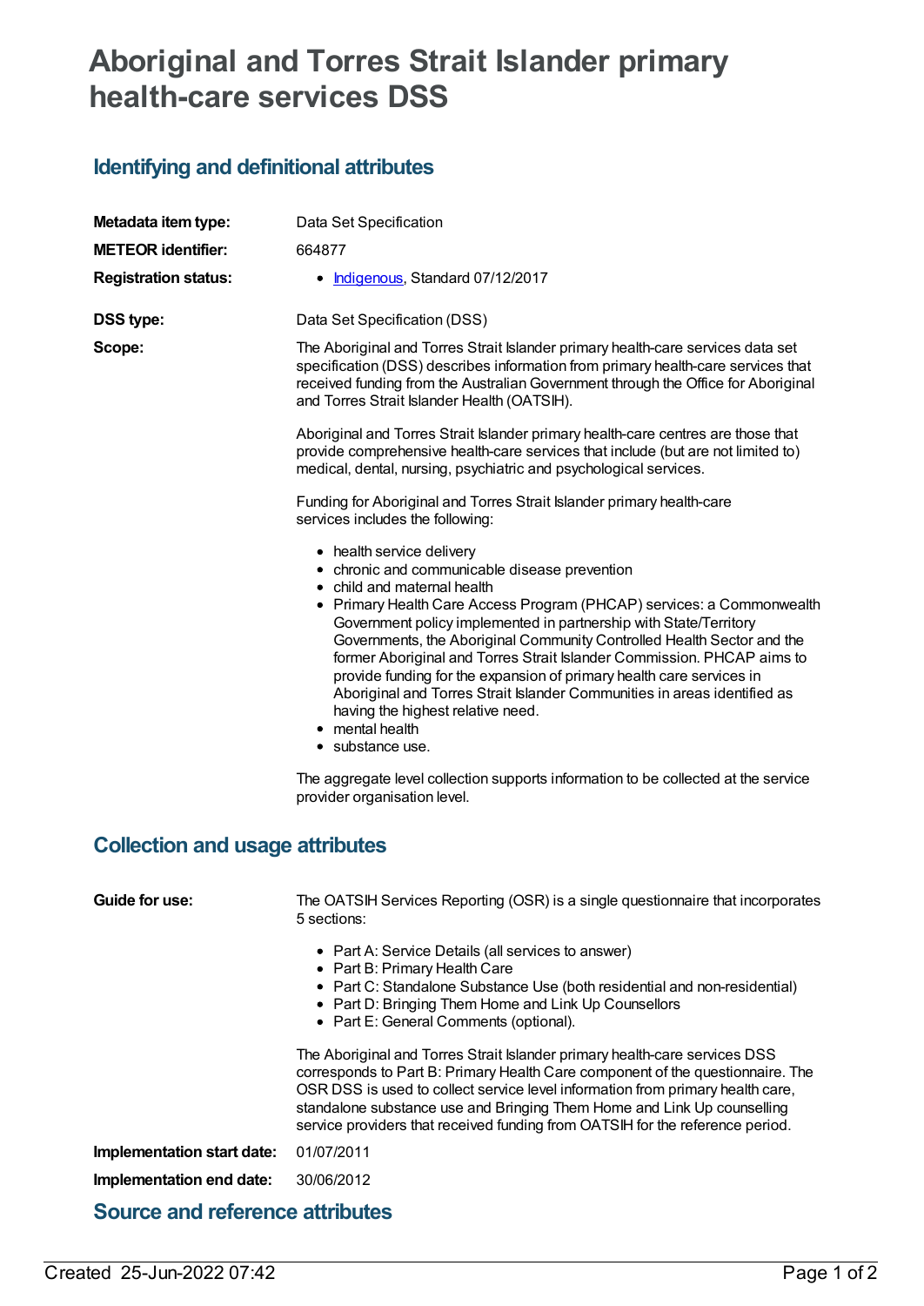# Aboriginal and Torres Strait Islander primary health-care services DSS

## Identifying and definitional attributes

| | |
|---|---|
| **Metadata item type:** | Data Set Specification |
| **METEOR identifier:** | 664877 |
| **Registration status:** | • Indigenous, Standard 07/12/2017 |
| **DSS type:** | Data Set Specification (DSS) |

**Scope:**

The Aboriginal and Torres Strait Islander primary health-care services data set specification (DSS) describes information from primary health-care services that received funding from the Australian Government through the Office for Aboriginal and Torres Strait Islander Health (OATSIH).

Aboriginal and Torres Strait Islander primary health-care centres are those that provide comprehensive health-care services that include (but are not limited to) medical, dental, nursing, psychiatric and psychological services.

Funding for Aboriginal and Torres Strait Islander primary health-care services includes the following:

- health service delivery
- chronic and communicable disease prevention
- child and maternal health
- Primary Health Care Access Program (PHCAP) services: a Commonwealth Government policy implemented in partnership with State/Territory Governments, the Aboriginal Community Controlled Health Sector and the former Aboriginal and Torres Strait Islander Commission. PHCAP aims to provide funding for the expansion of primary health care services in Aboriginal and Torres Strait Islander Communities in areas identified as having the highest relative need.
- mental health
- substance use.

The aggregate level collection supports information to be collected at the service provider organisation level.

## Collection and usage attributes

**Guide for use:**

The OATSIH Services Reporting (OSR) is a single questionnaire that incorporates 5 sections:

- Part A: Service Details (all services to answer)
- Part B: Primary Health Care
- Part C: Standalone Substance Use (both residential and non-residential)
- Part D: Bringing Them Home and Link Up Counsellors
- Part E: General Comments (optional).

The Aboriginal and Torres Strait Islander primary health-care services DSS corresponds to Part B: Primary Health Care component of the questionnaire. The OSR DSS is used to collect service level information from primary health care, standalone substance use and Bringing Them Home and Link Up counselling service providers that received funding from OATSIH for the reference period.

| | |
|---|---|
| **Implementation start date:** | 01/07/2011 |
| **Implementation end date:** | 30/06/2012 |

## Source and reference attributes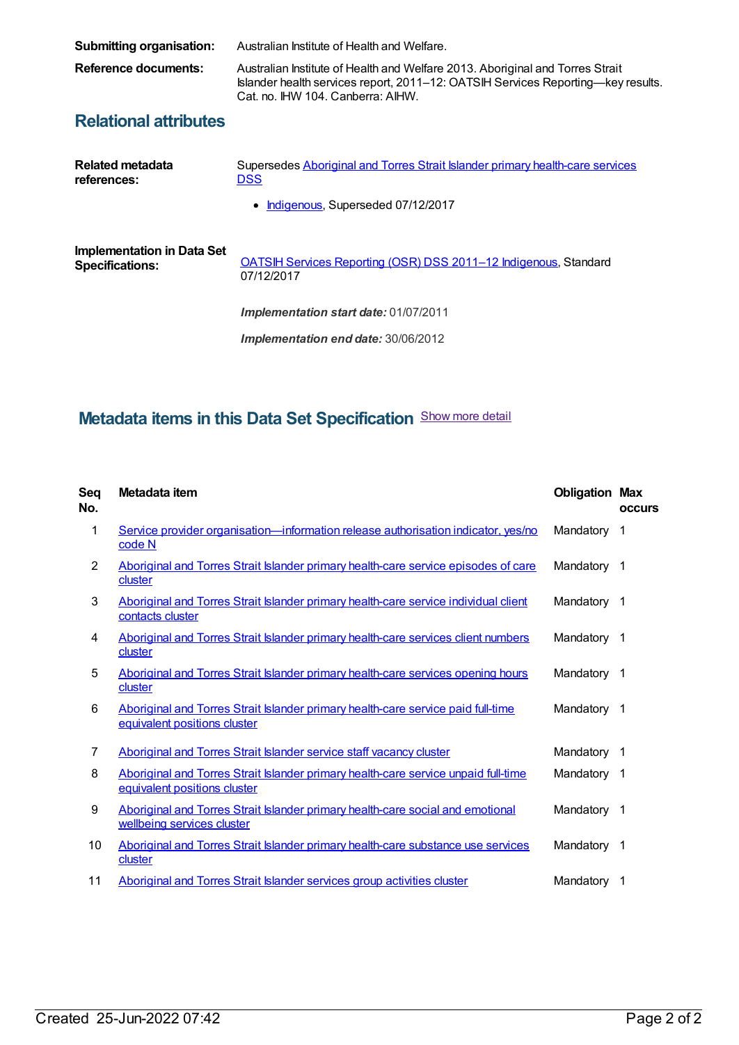**Submitting organisation:** Australian Institute of Health and Welfare.

**Reference documents:** Australian Institute of Health and Welfare 2013. Aboriginal and Torres Strait Islander health services report, 2011–12: OATSIH Services Reporting—key results. Cat. no. IHW 104. Canberra: AIHW.

## Relational attributes

**Related metadata references:** Supersedes Aboriginal and Torres Strait Islander primary health-care services DSS

- Indigenous, Superseded 07/12/2017

**Implementation in Data Set Specifications:** OATSIH Services Reporting (OSR) DSS 2011–12 Indigenous, Standard 07/12/2017

*Implementation start date:* 01/07/2011

*Implementation end date:* 30/06/2012

## Metadata items in this Data Set Specification

Show more detail

| Seq No. | Metadata item | Obligation | Max occurs |
|---|---|---|---|
| 1 | Service provider organisation—information release authorisation indicator, yes/no code N | Mandatory | 1 |
| 2 | Aboriginal and Torres Strait Islander primary health-care service episodes of care cluster | Mandatory | 1 |
| 3 | Aboriginal and Torres Strait Islander primary health-care service individual client contacts cluster | Mandatory | 1 |
| 4 | Aboriginal and Torres Strait Islander primary health-care services client numbers cluster | Mandatory | 1 |
| 5 | Aboriginal and Torres Strait Islander primary health-care services opening hours cluster | Mandatory | 1 |
| 6 | Aboriginal and Torres Strait Islander primary health-care service paid full-time equivalent positions cluster | Mandatory | 1 |
| 7 | Aboriginal and Torres Strait Islander service staff vacancy cluster | Mandatory | 1 |
| 8 | Aboriginal and Torres Strait Islander primary health-care service unpaid full-time equivalent positions cluster | Mandatory | 1 |
| 9 | Aboriginal and Torres Strait Islander primary health-care social and emotional wellbeing services cluster | Mandatory | 1 |
| 10 | Aboriginal and Torres Strait Islander primary health-care substance use services cluster | Mandatory | 1 |
| 11 | Aboriginal and Torres Strait Islander services group activities cluster | Mandatory | 1 |